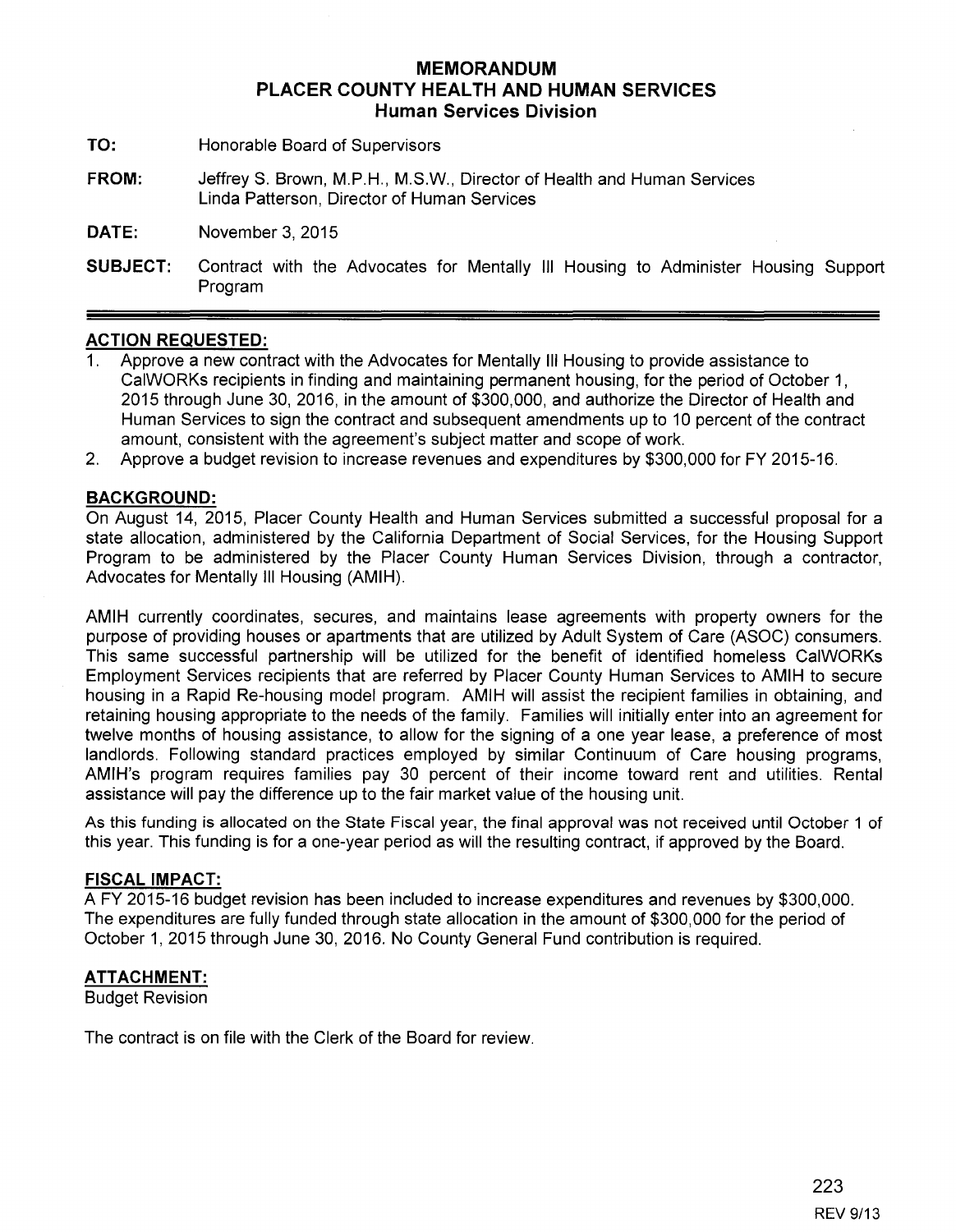# MEMORANDUM
# PLACER COUNTY HEALTH AND HUMAN SERVICES
## Human Services Division

**TO:** Honorable Board of Supervisors

**FROM:** Jeffrey S. Brown, M.P.H., M.S.W., Director of Health and Human Services
Linda Patterson, Director of Human Services

**DATE:** November 3, 2015

**SUBJECT:** Contract with the Advocates for Mentally Ill Housing to Administer Housing Support Program

---

## ACTION REQUESTED:

1. Approve a new contract with the Advocates for Mentally Ill Housing to provide assistance to CalWORKs recipients in finding and maintaining permanent housing, for the period of October 1, 2015 through June 30, 2016, in the amount of $300,000, and authorize the Director of Health and Human Services to sign the contract and subsequent amendments up to 10 percent of the contract amount, consistent with the agreement's subject matter and scope of work.
2. Approve a budget revision to increase revenues and expenditures by $300,000 for FY 2015-16.

## BACKGROUND:

On August 14, 2015, Placer County Health and Human Services submitted a successful proposal for a state allocation, administered by the California Department of Social Services, for the Housing Support Program to be administered by the Placer County Human Services Division, through a contractor, Advocates for Mentally Ill Housing (AMIH).

AMIH currently coordinates, secures, and maintains lease agreements with property owners for the purpose of providing houses or apartments that are utilized by Adult System of Care (ASOC) consumers. This same successful partnership will be utilized for the benefit of identified homeless CalWORKs Employment Services recipients that are referred by Placer County Human Services to AMIH to secure housing in a Rapid Re-housing model program. AMIH will assist the recipient families in obtaining, and retaining housing appropriate to the needs of the family. Families will initially enter into an agreement for twelve months of housing assistance, to allow for the signing of a one year lease, a preference of most landlords. Following standard practices employed by similar Continuum of Care housing programs, AMIH's program requires families pay 30 percent of their income toward rent and utilities. Rental assistance will pay the difference up to the fair market value of the housing unit.

As this funding is allocated on the State Fiscal year, the final approval was not received until October 1 of this year. This funding is for a one-year period as will the resulting contract, if approved by the Board.

## FISCAL IMPACT:

A FY 2015-16 budget revision has been included to increase expenditures and revenues by $300,000. The expenditures are fully funded through state allocation in the amount of $300,000 for the period of October 1, 2015 through June 30, 2016. No County General Fund contribution is required.

## ATTACHMENT:

Budget Revision

The contract is on file with the Clerk of the Board for review.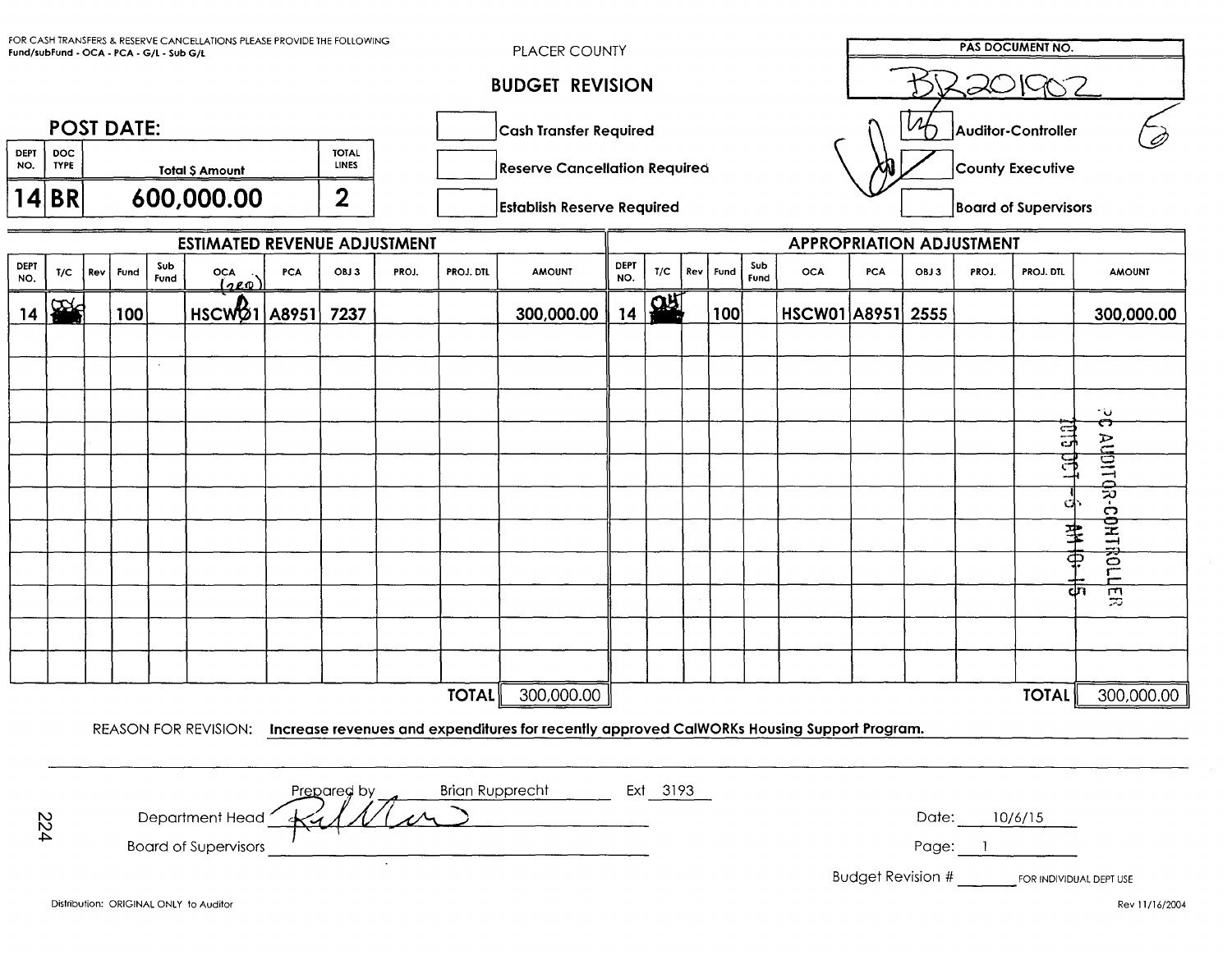FOR CASH TRANSFERS & RESERVE CANCELLATIONS PLEASE PROVIDE THE FOLLOWING
Fund/subFund - OCA - PCA - G/L - Sub G/L

PLACER COUNTY

# BUDGET REVISION

| PAS DOCUMENT NO. |
|---|
| BR201902 |

## POST DATE:

| DEPT NO. | DOC TYPE | Total $ Amount | TOTAL LINES |
|---|---|---|---|
| 14 | BR | 600,000.00 | 2 |

- [ ] Cash Transfer Required
- [ ] Reserve Cancellation Required
- [ ] Establish Reserve Required

- [x] Auditor-Controller
- [x] County Executive
- [ ] Board of Supervisors

| ESTIMATED REVENUE ADJUSTMENT | | | | | | | | | | | APPROPRIATION ADJUSTMENT | | | | | | | | | | |
|---|---|---|---|---|---|---|---|---|---|---|---|---|---|---|---|---|---|---|---|---|---|
| DEPT NO. | T/C | Rev | Fund | Sub Fund | OCA | PCA | OBJ 3 | PROJ. | PROJ. DTL | AMOUNT | DEPT NO. | T/C | Rev | Fund | Sub Fund | OCA | PCA | OBJ 3 | PROJ. | PROJ. DTL | AMOUNT |
| 14 | | | 100 | | HSCW01 | A8951 | 7237 | | | 300,000.00 | 14 | 24 | | 100 | | HSCW01 | A8951 | 2555 | | | 300,000.00 |
| | | | | | | | | | TOTAL | 300,000.00 | | | | | | | | | | TOTAL | 300,000.00 |

PC AUDITOR-CONTROLLER 2015 OCT -6 AM 10:15

REASON FOR REVISION: **Increase revenues and expenditures for recently approved CalWORKs Housing Support Program.**

Prepared by Brian Rupprecht Ext 3193

Department Head ________________ Date: 10/6/15

Board of Supervisors ________________ Page: 1

Budget Revision # ______ FOR INDIVIDUAL DEPT USE

Distribution: ORIGINAL ONLY to Auditor

Rev 11/16/2004